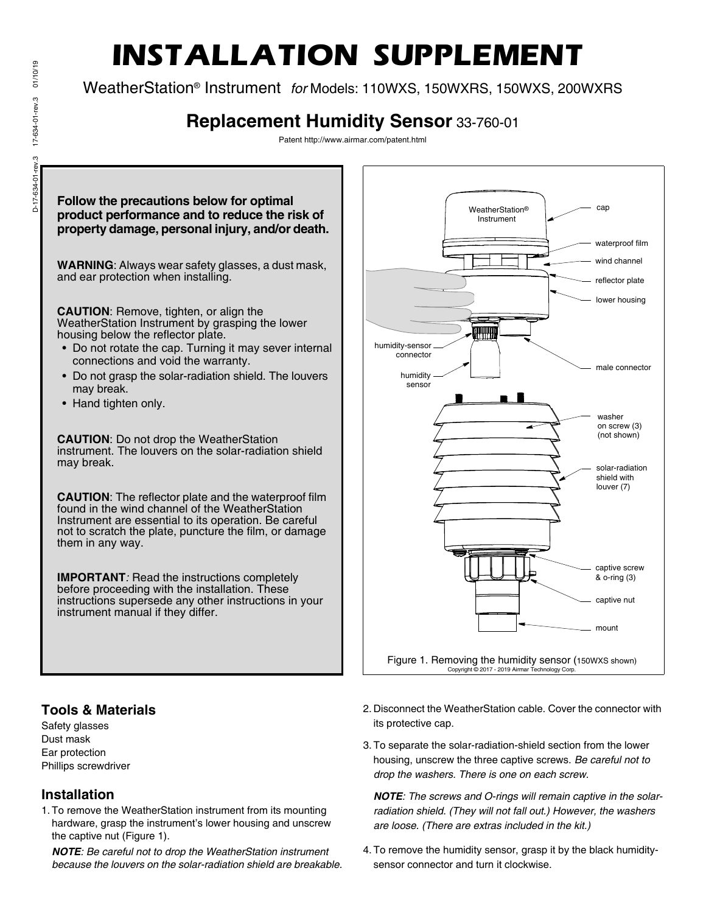# INSTALLATION SUPPLEMENT

WeatherStation® Instrument *for* Models: 110WXS, 150WXRS, 150WXS, 200WXRS

## Replacement Humidity Sensor 33-760-01

Patent http://www.airmar.com/patent.html

**Follow the precautions below for optimal product performance and to reduce the risk of property damage, personal injury, and/or death.**

**WARNING**: Always wear safety glasses, a dust mask, and ear protection when installing.

**CAUTION**: Remove, tighten, or align the WeatherStation Instrument by grasping the lower housing below the reflector plate.

- Do not rotate the cap. Turning it may sever internal connections and void the warranty.
- Do not grasp the solar-radiation shield. The louvers may break.
- Hand tighten only.

**CAUTION**: Do not drop the WeatherStation instrument. The louvers on the solar-radiation shield may break.

**CAUTION**: The reflector plate and the waterproof film found in the wind channel of the WeatherStation Instrument are essential to its operation. Be careful not to scratch the plate, puncture the film, or damage them in any way.

**IMPORTANT***:* Read the instructions completely before proceeding with the installation. These instructions supersede any other instructions in your instrument manual if they differ.

WeatherStation® Instrument, cap, waterproof film, wind channel, reflector plate, lower housing, humidity-sensor connector, male connector, humidity sensor, washer on screw (3) (not shown), solar-radiation shield with louver (7), captive screw & o-ring (3), captive nut, mount

Figure 1. Removing the humidity sensor (150WXS shown)

Copyright © 2017 - 2019 Airmar Technology Corp.

## Tools & Materials

Safety glasses
Dust mask
Ear protection
Phillips screwdriver

## Installation

1. To remove the WeatherStation instrument from its mounting hardware, grasp the instrument's lower housing and unscrew the captive nut (Figure 1).

   ***NOTE***: *Be careful not to drop the WeatherStation instrument because the louvers on the solar-radiation shield are breakable.*

2. Disconnect the WeatherStation cable. Cover the connector with its protective cap.

3. To separate the solar-radiation-shield section from the lower housing, unscrew the three captive screws. *Be careful not to drop the washers. There is one on each screw.*

   ***NOTE***: *The screws and O-rings will remain captive in the solar-radiation shield. (They will not fall out.) However, the washers are loose. (There are extras included in the kit.)*

4. To remove the humidity sensor, grasp it by the black humidity-sensor connector and turn it clockwise.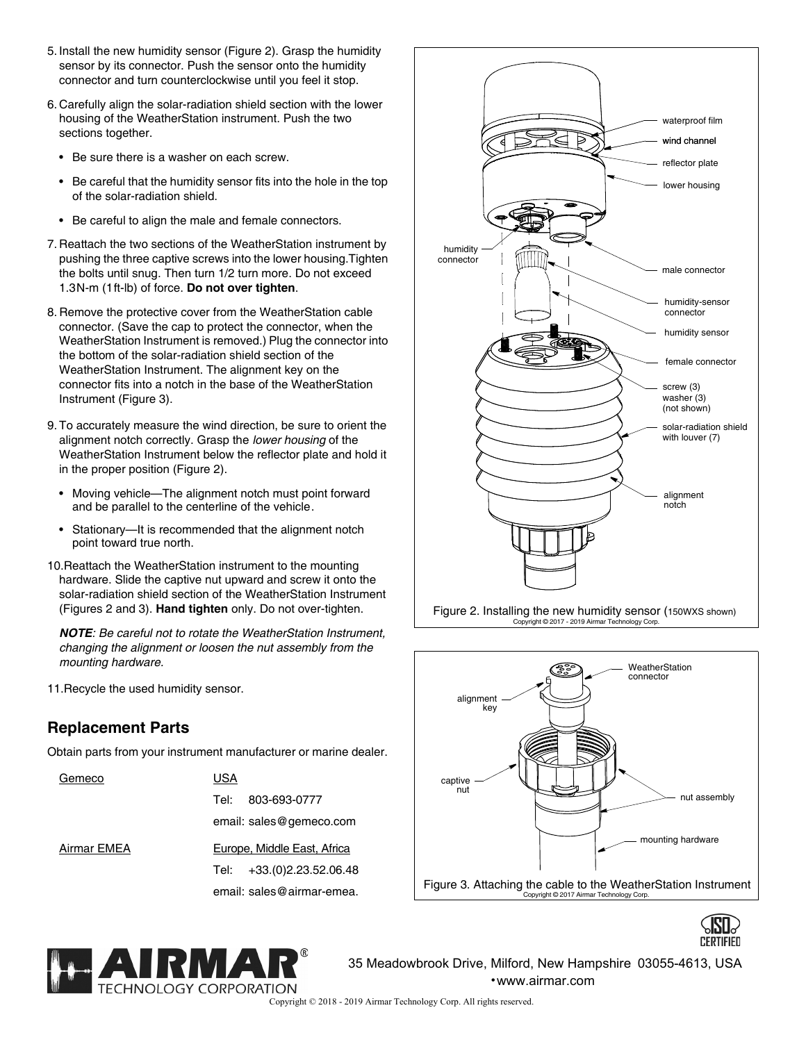5. Install the new humidity sensor (Figure 2). Grasp the humidity sensor by its connector. Push the sensor onto the humidity connector and turn counterclockwise until you feel it stop.

6. Carefully align the solar-radiation shield section with the lower housing of the WeatherStation instrument. Push the two sections together.
   - Be sure there is a washer on each screw.
   - Be careful that the humidity sensor fits into the hole in the top of the solar-radiation shield.
   - Be careful to align the male and female connectors.

7. Reattach the two sections of the WeatherStation instrument by pushing the three captive screws into the lower housing.Tighten the bolts until snug. Then turn 1/2 turn more. Do not exceed 1.3N-m (1ft-lb) of force. **Do not over tighten**.

8. Remove the protective cover from the WeatherStation cable connector. (Save the cap to protect the connector, when the WeatherStation Instrument is removed.) Plug the connector into the bottom of the solar-radiation shield section of the WeatherStation Instrument. The alignment key on the connector fits into a notch in the base of the WeatherStation Instrument (Figure 3).

9. To accurately measure the wind direction, be sure to orient the alignment notch correctly. Grasp the *lower housing* of the WeatherStation Instrument below the reflector plate and hold it in the proper position (Figure 2).
   - Moving vehicle—The alignment notch must point forward and be parallel to the centerline of the vehicle.
   - Stationary—It is recommended that the alignment notch point toward true north.

10. Reattach the WeatherStation instrument to the mounting hardware. Slide the captive nut upward and screw it onto the solar-radiation shield section of the WeatherStation Instrument (Figures 2 and 3). **Hand tighten** only. Do not over-tighten.

    ***NOTE****: Be careful not to rotate the WeatherStation Instrument, changing the alignment or loosen the nut assembly from the mounting hardware.*

11. Recycle the used humidity sensor.

## Replacement Parts

Obtain parts from your instrument manufacturer or marine dealer.

| | |
|---|---|
| Gemeco | USA |
| | Tel: 803-693-0777 |
| | email: sales@gemeco.com |
| Airmar EMEA | Europe, Middle East, Africa |
| | Tel: +33.(0)2.23.52.06.48 |
| | email: sales@airmar-emea. |

waterproof film
wind channel
reflector plate
lower housing
humidity connector
male connector
humidity-sensor connector
humidity sensor
female connector
screw (3)
washer (3) (not shown)
solar-radiation shield with louver (7)
alignment notch

Figure 2. Installing the new humidity sensor (150WXS shown)
Copyright © 2017 - 2019 Airmar Technology Corp.

WeatherStation connector
alignment key
captive nut
nut assembly
mounting hardware

Figure 3. Attaching the cable to the WeatherStation Instrument
Copyright © 2017 Airmar Technology Corp.

ISO CERTIFIED

AIRMAR® TECHNOLOGY CORPORATION

35 Meadowbrook Drive, Milford, New Hampshire 03055-4613, USA
•www.airmar.com

Copyright © 2018 - 2019 Airmar Technology Corp. All rights reserved.